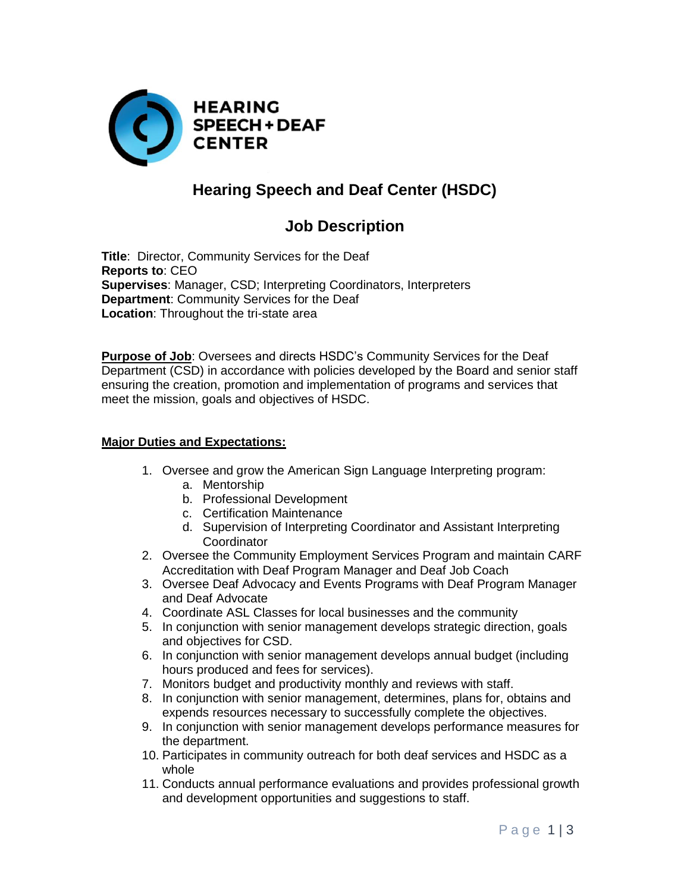HEARING SPEECH + DEAF CENTER

# Hearing Speech and Deaf Center (HSDC)

## Job Description

**Title**: Director, Community Services for the Deaf
**Reports to**: CEO
**Supervises**: Manager, CSD; Interpreting Coordinators, Interpreters
**Department**: Community Services for the Deaf
**Location**: Throughout the tri-state area

**Purpose of Job**: Oversees and directs HSDC's Community Services for the Deaf Department (CSD) in accordance with policies developed by the Board and senior staff ensuring the creation, promotion and implementation of programs and services that meet the mission, goals and objectives of HSDC.

**Major Duties and Expectations:**

1. Oversee and grow the American Sign Language Interpreting program:
   a. Mentorship
   b. Professional Development
   c. Certification Maintenance
   d. Supervision of Interpreting Coordinator and Assistant Interpreting Coordinator
2. Oversee the Community Employment Services Program and maintain CARF Accreditation with Deaf Program Manager and Deaf Job Coach
3. Oversee Deaf Advocacy and Events Programs with Deaf Program Manager and Deaf Advocate
4. Coordinate ASL Classes for local businesses and the community
5. In conjunction with senior management develops strategic direction, goals and objectives for CSD.
6. In conjunction with senior management develops annual budget (including hours produced and fees for services).
7. Monitors budget and productivity monthly and reviews with staff.
8. In conjunction with senior management, determines, plans for, obtains and expends resources necessary to successfully complete the objectives.
9. In conjunction with senior management develops performance measures for the department.
10. Participates in community outreach for both deaf services and HSDC as a whole
11. Conducts annual performance evaluations and provides professional growth and development opportunities and suggestions to staff.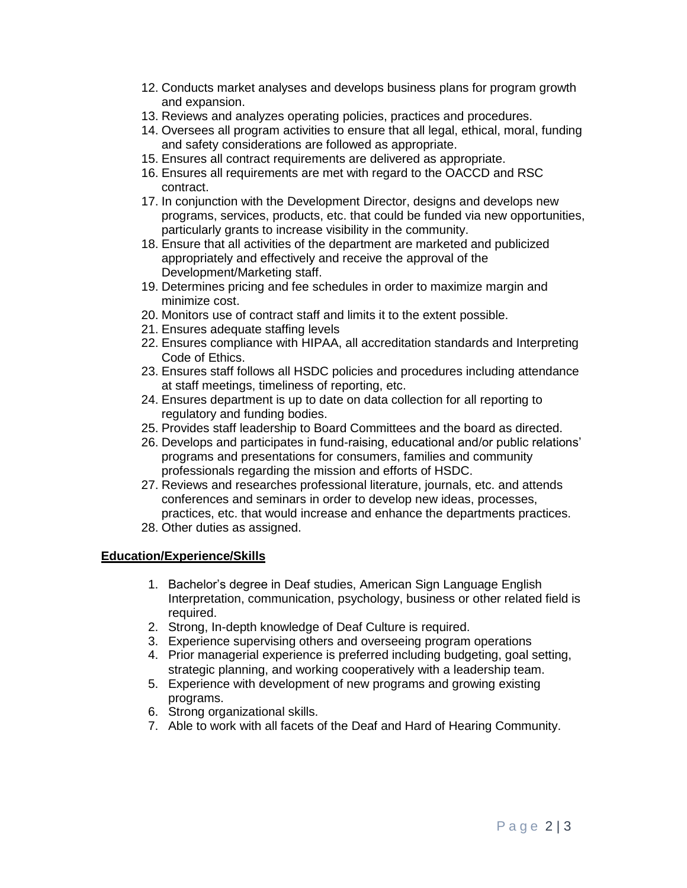12. Conducts market analyses and develops business plans for program growth and expansion.
13. Reviews and analyzes operating policies, practices and procedures.
14. Oversees all program activities to ensure that all legal, ethical, moral, funding and safety considerations are followed as appropriate.
15. Ensures all contract requirements are delivered as appropriate.
16. Ensures all requirements are met with regard to the OACCD and RSC contract.
17. In conjunction with the Development Director, designs and develops new programs, services, products, etc. that could be funded via new opportunities, particularly grants to increase visibility in the community.
18. Ensure that all activities of the department are marketed and publicized appropriately and effectively and receive the approval of the Development/Marketing staff.
19. Determines pricing and fee schedules in order to maximize margin and minimize cost.
20. Monitors use of contract staff and limits it to the extent possible.
21. Ensures adequate staffing levels
22. Ensures compliance with HIPAA, all accreditation standards and Interpreting Code of Ethics.
23. Ensures staff follows all HSDC policies and procedures including attendance at staff meetings, timeliness of reporting, etc.
24. Ensures department is up to date on data collection for all reporting to regulatory and funding bodies.
25. Provides staff leadership to Board Committees and the board as directed.
26. Develops and participates in fund-raising, educational and/or public relations' programs and presentations for consumers, families and community professionals regarding the mission and efforts of HSDC.
27. Reviews and researches professional literature, journals, etc. and attends conferences and seminars in order to develop new ideas, processes, practices, etc. that would increase and enhance the departments practices.
28. Other duties as assigned.

**Education/Experience/Skills**

1. Bachelor's degree in Deaf studies, American Sign Language English Interpretation, communication, psychology, business or other related field is required.
2. Strong, In-depth knowledge of Deaf Culture is required.
3. Experience supervising others and overseeing program operations
4. Prior managerial experience is preferred including budgeting, goal setting, strategic planning, and working cooperatively with a leadership team.
5. Experience with development of new programs and growing existing programs.
6. Strong organizational skills.
7. Able to work with all facets of the Deaf and Hard of Hearing Community.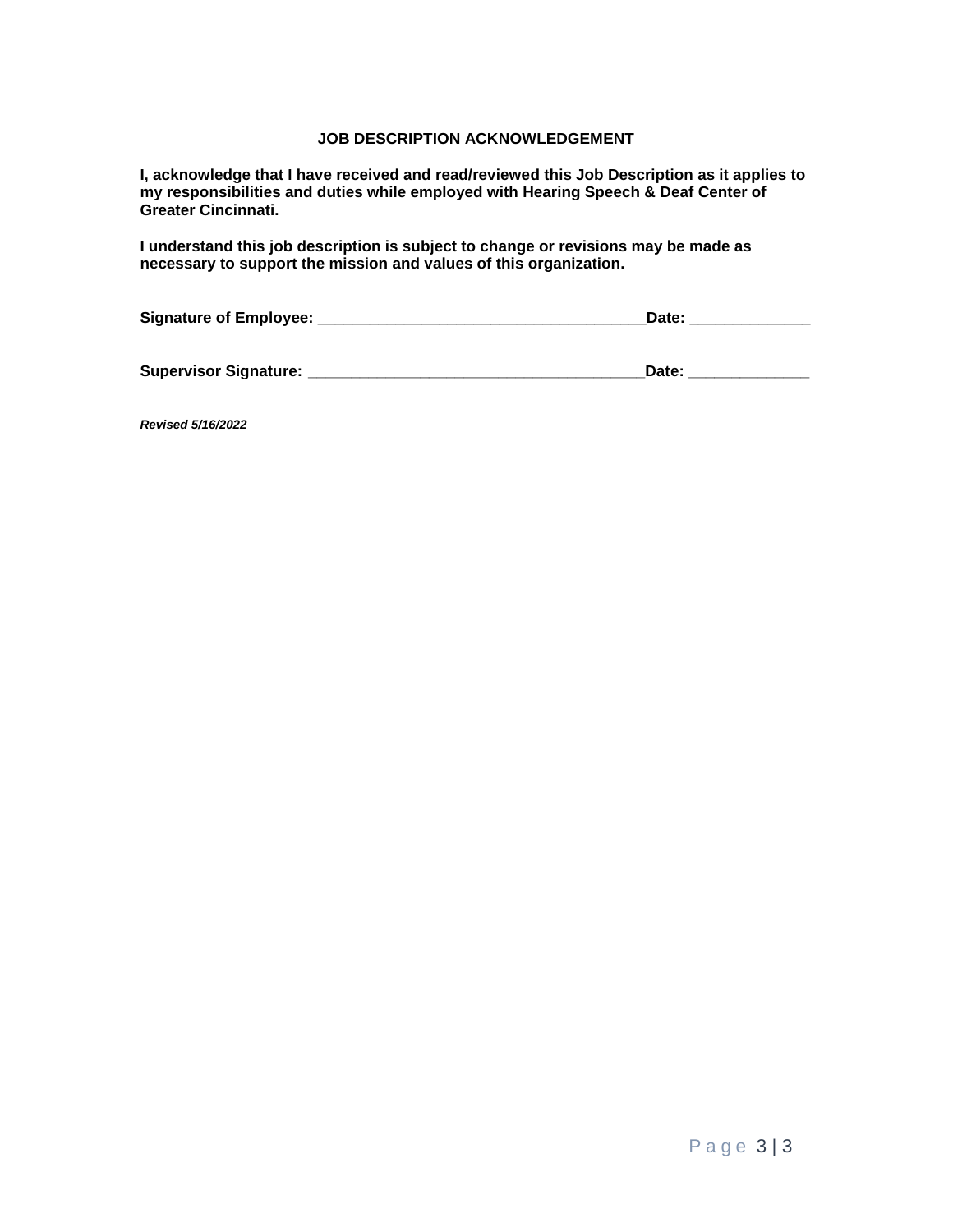## JOB DESCRIPTION ACKNOWLEDGEMENT

**I, acknowledge that I have received and read/reviewed this Job Description as it applies to my responsibilities and duties while employed with Hearing Speech & Deaf Center of Greater Cincinnati.**

**I understand this job description is subject to change or revisions may be made as necessary to support the mission and values of this organization.**

**Signature of Employee:** ______________________________________**Date:** ______________

**Supervisor Signature:** _______________________________________**Date:** ______________

***Revised 5/16/2022***